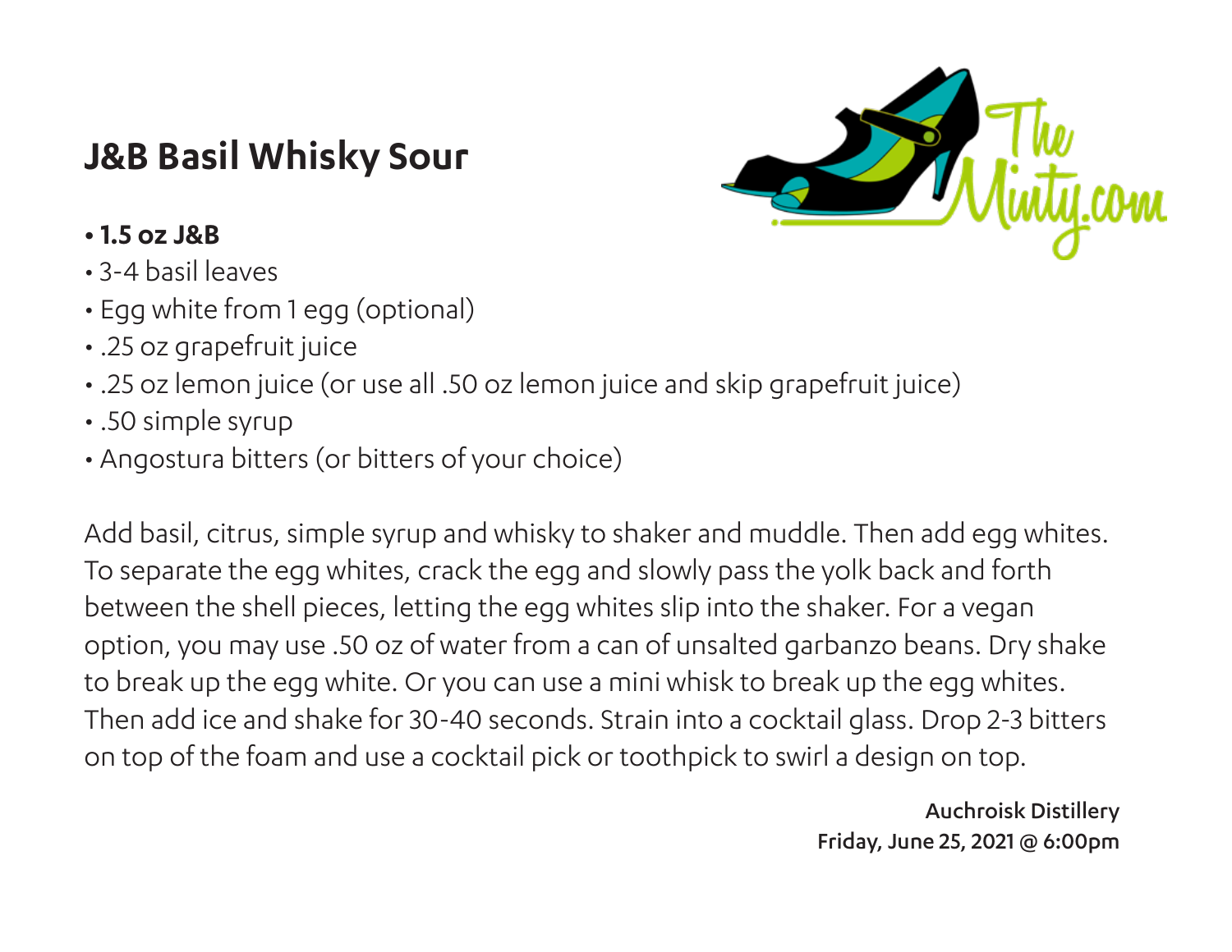# J&B Basil Whisky Sour

- **1.5 oz J&B**
- 3-4 basil leaves
- Egg white from 1 egg (optional)
- .25 oz grapefruit juice
- .25 oz lemon juice (or use all .50 oz lemon juice and skip grapefruit juice)
- .50 simple syrup
- Angostura bitters (or bitters of your choice)

Add basil, citrus, simple syrup and whisky to shaker and muddle. Then add egg whites. To separate the egg whites, crack the egg and slowly pass the yolk back and forth between the shell pieces, letting the egg whites slip into the shaker. For a vegan option, you may use .50 oz of water from a can of unsalted garbanzo beans. Dry shake to break up the egg white. Or you can use a mini whisk to break up the egg whites. Then add ice and shake for 30-40 seconds. Strain into a cocktail glass. Drop 2-3 bitters on top of the foam and use a cocktail pick or toothpick to swirl a design on top.

**Auchroisk Distillery**
**Friday, June 25, 2021 @ 6:00pm**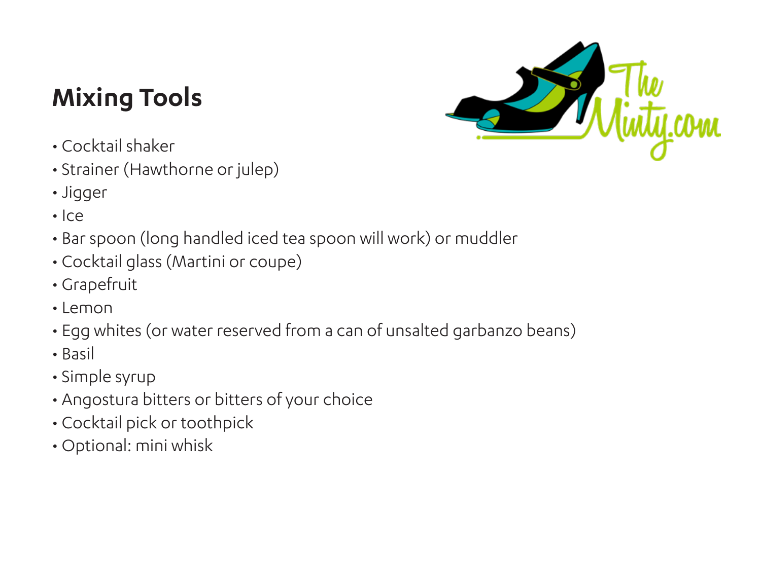## Mixing Tools

- Cocktail shaker
- Strainer (Hawthorne or julep)
- Jigger
- Ice
- Bar spoon (long handled iced tea spoon will work) or muddler
- Cocktail glass (Martini or coupe)
- Grapefruit
- Lemon
- Egg whites (or water reserved from a can of unsalted garbanzo beans)
- Basil
- Simple syrup
- Angostura bitters or bitters of your choice
- Cocktail pick or toothpick
- Optional: mini whisk